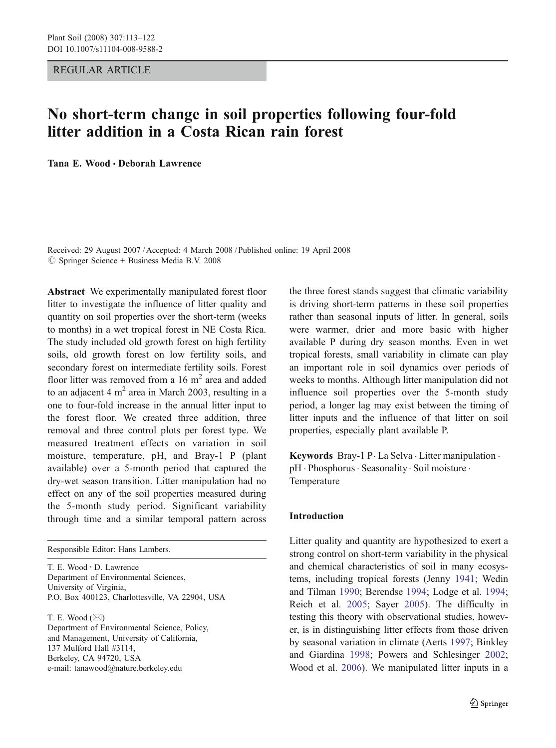REGULAR ARTICLE

# No short-term change in soil properties following four-fold litter addition in a Costa Rican rain forest

**Tana E. Wood · Deborah Lawrence**

Received: 29 August 2007 / Accepted: 4 March 2008 / Published online: 19 April 2008
© Springer Science + Business Media B.V. 2008

**Abstract** We experimentally manipulated forest floor litter to investigate the influence of litter quality and quantity on soil properties over the short-term (weeks to months) in a wet tropical forest in NE Costa Rica. The study included old growth forest on high fertility soils, old growth forest on low fertility soils, and secondary forest on intermediate fertility soils. Forest floor litter was removed from a 16 $m^2$ area and added to an adjacent 4 $m^2$ area in March 2003, resulting in a one to four-fold increase in the annual litter input to the forest floor. We created three addition, three removal and three control plots per forest type. We measured treatment effects on variation in soil moisture, temperature, pH, and Bray-1 P (plant available) over a 5-month period that captured the dry-wet season transition. Litter manipulation had no effect on any of the soil properties measured during the 5-month study period. Significant variability through time and a similar temporal pattern across the three forest stands suggest that climatic variability is driving short-term patterns in these soil properties rather than seasonal inputs of litter. In general, soils were warmer, drier and more basic with higher available P during dry season months. Even in wet tropical forests, small variability in climate can play an important role in soil dynamics over periods of weeks to months. Although litter manipulation did not influence soil properties over the 5-month study period, a longer lag may exist between the timing of litter inputs and the influence of that litter on soil properties, especially plant available P.

**Keywords** Bray-1 P · La Selva · Litter manipulation · pH · Phosphorus · Seasonality · Soil moisture · Temperature

Responsible Editor: Hans Lambers.

T. E. Wood · D. Lawrence
Department of Environmental Sciences, University of Virginia, P.O. Box 400123, Charlottesville, VA 22904, USA

T. E. Wood (✉)
Department of Environmental Science, Policy, and Management, University of California, 137 Mulford Hall #3114, Berkeley, CA 94720, USA
e-mail: tanawood@nature.berkeley.edu

## Introduction

Litter quality and quantity are hypothesized to exert a strong control on short-term variability in the physical and chemical characteristics of soil in many ecosystems, including tropical forests (Jenny 1941; Wedin and Tilman 1990; Berendse 1994; Lodge et al. 1994; Reich et al. 2005; Sayer 2005). The difficulty in testing this theory with observational studies, however, is in distinguishing litter effects from those driven by seasonal variation in climate (Aerts 1997; Binkley and Giardina 1998; Powers and Schlesinger 2002; Wood et al. 2006). We manipulated litter inputs in a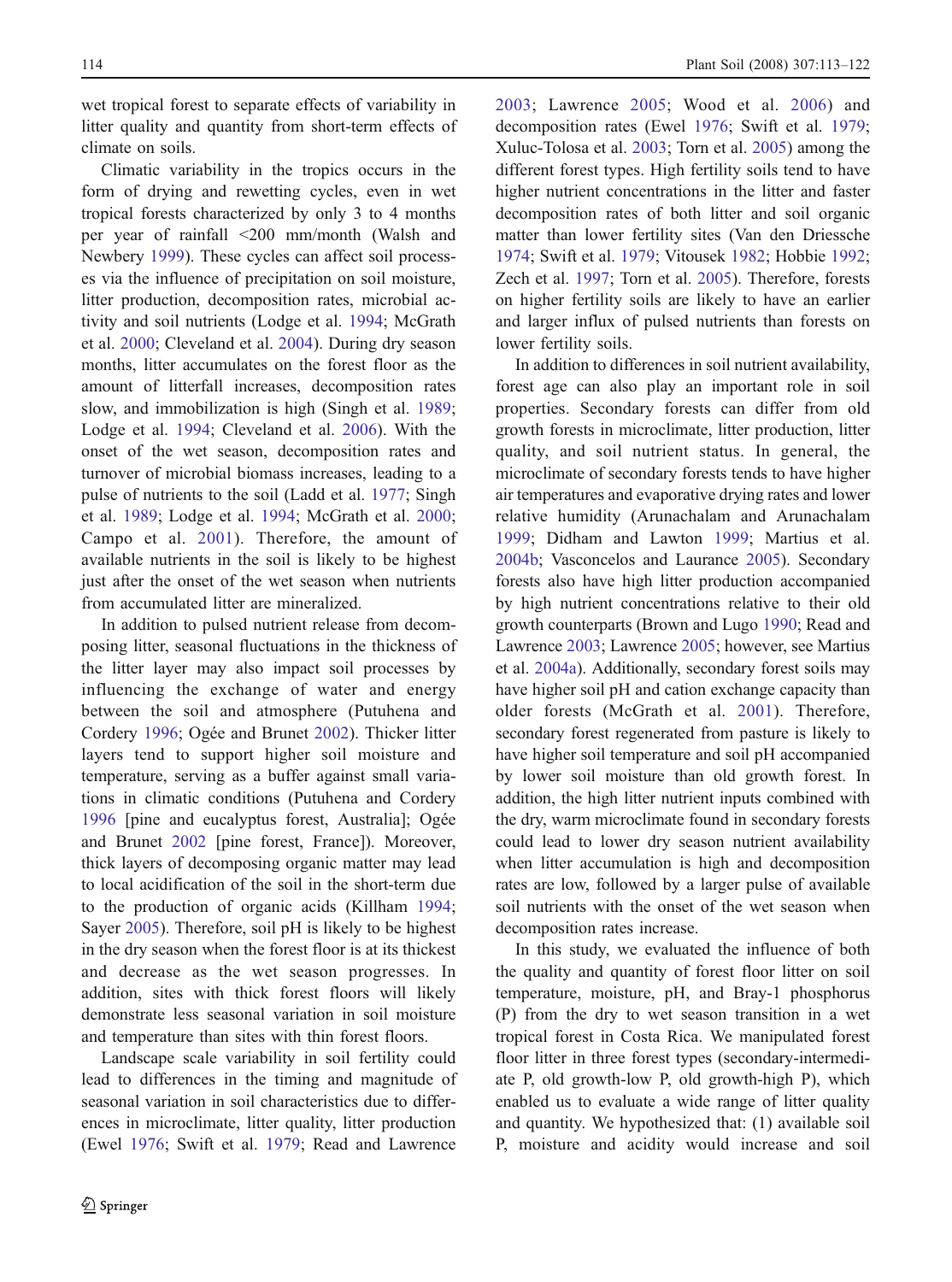wet tropical forest to separate effects of variability in litter quality and quantity from short-term effects of climate on soils.

Climatic variability in the tropics occurs in the form of drying and rewetting cycles, even in wet tropical forests characterized by only 3 to 4 months per year of rainfall <200 mm/month (Walsh and Newbery 1999). These cycles can affect soil processes via the influence of precipitation on soil moisture, litter production, decomposition rates, microbial activity and soil nutrients (Lodge et al. 1994; McGrath et al. 2000; Cleveland et al. 2004). During dry season months, litter accumulates on the forest floor as the amount of litterfall increases, decomposition rates slow, and immobilization is high (Singh et al. 1989; Lodge et al. 1994; Cleveland et al. 2006). With the onset of the wet season, decomposition rates and turnover of microbial biomass increases, leading to a pulse of nutrients to the soil (Ladd et al. 1977; Singh et al. 1989; Lodge et al. 1994; McGrath et al. 2000; Campo et al. 2001). Therefore, the amount of available nutrients in the soil is likely to be highest just after the onset of the wet season when nutrients from accumulated litter are mineralized.

In addition to pulsed nutrient release from decomposing litter, seasonal fluctuations in the thickness of the litter layer may also impact soil processes by influencing the exchange of water and energy between the soil and atmosphere (Putuhena and Cordery 1996; Ogée and Brunet 2002). Thicker litter layers tend to support higher soil moisture and temperature, serving as a buffer against small variations in climatic conditions (Putuhena and Cordery 1996 [pine and eucalyptus forest, Australia]; Ogée and Brunet 2002 [pine forest, France]). Moreover, thick layers of decomposing organic matter may lead to local acidification of the soil in the short-term due to the production of organic acids (Killham 1994; Sayer 2005). Therefore, soil pH is likely to be highest in the dry season when the forest floor is at its thickest and decrease as the wet season progresses. In addition, sites with thick forest floors will likely demonstrate less seasonal variation in soil moisture and temperature than sites with thin forest floors.

Landscape scale variability in soil fertility could lead to differences in the timing and magnitude of seasonal variation in soil characteristics due to differences in microclimate, litter quality, litter production (Ewel 1976; Swift et al. 1979; Read and Lawrence 2003; Lawrence 2005; Wood et al. 2006) and decomposition rates (Ewel 1976; Swift et al. 1979; Xuluc-Tolosa et al. 2003; Torn et al. 2005) among the different forest types. High fertility soils tend to have higher nutrient concentrations in the litter and faster decomposition rates of both litter and soil organic matter than lower fertility sites (Van den Driessche 1974; Swift et al. 1979; Vitousek 1982; Hobbie 1992; Zech et al. 1997; Torn et al. 2005). Therefore, forests on higher fertility soils are likely to have an earlier and larger influx of pulsed nutrients than forests on lower fertility soils.

In addition to differences in soil nutrient availability, forest age can also play an important role in soil properties. Secondary forests can differ from old growth forests in microclimate, litter production, litter quality, and soil nutrient status. In general, the microclimate of secondary forests tends to have higher air temperatures and evaporative drying rates and lower relative humidity (Arunachalam and Arunachalam 1999; Didham and Lawton 1999; Martius et al. 2004b; Vasconcelos and Laurance 2005). Secondary forests also have high litter production accompanied by high nutrient concentrations relative to their old growth counterparts (Brown and Lugo 1990; Read and Lawrence 2003; Lawrence 2005; however, see Martius et al. 2004a). Additionally, secondary forest soils may have higher soil pH and cation exchange capacity than older forests (McGrath et al. 2001). Therefore, secondary forest regenerated from pasture is likely to have higher soil temperature and soil pH accompanied by lower soil moisture than old growth forest. In addition, the high litter nutrient inputs combined with the dry, warm microclimate found in secondary forests could lead to lower dry season nutrient availability when litter accumulation is high and decomposition rates are low, followed by a larger pulse of available soil nutrients with the onset of the wet season when decomposition rates increase.

In this study, we evaluated the influence of both the quality and quantity of forest floor litter on soil temperature, moisture, pH, and Bray-1 phosphorus (P) from the dry to wet season transition in a wet tropical forest in Costa Rica. We manipulated forest floor litter in three forest types (secondary-intermediate P, old growth-low P, old growth-high P), which enabled us to evaluate a wide range of litter quality and quantity. We hypothesized that: (1) available soil P, moisture and acidity would increase and soil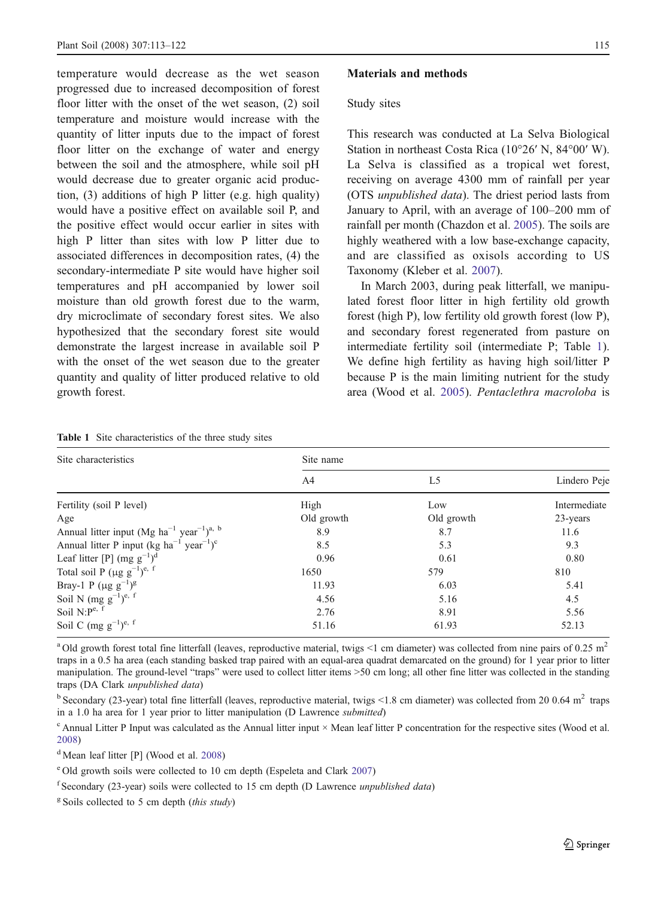temperature would decrease as the wet season progressed due to increased decomposition of forest floor litter with the onset of the wet season, (2) soil temperature and moisture would increase with the quantity of litter inputs due to the impact of forest floor litter on the exchange of water and energy between the soil and the atmosphere, while soil pH would decrease due to greater organic acid production, (3) additions of high P litter (e.g. high quality) would have a positive effect on available soil P, and the positive effect would occur earlier in sites with high P litter than sites with low P litter due to associated differences in decomposition rates, (4) the secondary-intermediate P site would have higher soil temperatures and pH accompanied by lower soil moisture than old growth forest due to the warm, dry microclimate of secondary forest sites. We also hypothesized that the secondary forest site would demonstrate the largest increase in available soil P with the onset of the wet season due to the greater quantity and quality of litter produced relative to old growth forest.

## Materials and methods

### Study sites

This research was conducted at La Selva Biological Station in northeast Costa Rica (10°26′ N, 84°00′ W). La Selva is classified as a tropical wet forest, receiving on average 4300 mm of rainfall per year (OTS *unpublished data*). The driest period lasts from January to April, with an average of 100–200 mm of rainfall per month (Chazdon et al. 2005). The soils are highly weathered with a low base-exchange capacity, and are classified as oxisols according to US Taxonomy (Kleber et al. 2007).

In March 2003, during peak litterfall, we manipulated forest floor litter in high fertility old growth forest (high P), low fertility old growth forest (low P), and secondary forest regenerated from pasture on intermediate fertility soil (intermediate P; Table 1). We define high fertility as having high soil/litter P because P is the main limiting nutrient for the study area (Wood et al. 2005). *Pentaclethra macroloba* is

**Table 1** Site characteristics of the three study sites

| Site characteristics | Site name | | |
|---|---|---|---|
| | A4 | L5 | Lindero Peje |
| Fertility (soil P level) | High | Low | Intermediate |
| Age | Old growth | Old growth | 23-years |
| Annual litter input (Mg $ha^{-1}$ $year^{-1}$)[a, b] | 8.9 | 8.7 | 11.6 |
| Annual litter P input (kg $ha^{-1}$ $year^{-1}$)[c] | 8.5 | 5.3 | 9.3 |
| Leaf litter [P] (mg $g^{-1}$)[d] | 0.96 | 0.61 | 0.80 |
| Total soil P (μg $g^{-1}$)[e, f] | 1650 | 579 | 810 |
| Bray-1 P (μg $g^{-1}$)[g] | 11.93 | 6.03 | 5.41 |
| Soil N (mg $g^{-1}$)[e, f] | 4.56 | 5.16 | 4.5 |
| Soil N:P[e, f] | 2.76 | 8.91 | 5.56 |
| Soil C (mg $g^{-1}$)[e, f] | 51.16 | 61.93 | 52.13 |

[a] Old growth forest total fine litterfall (leaves, reproductive material, twigs <1 cm diameter) was collected from nine pairs of 0.25 $m^2$ traps in a 0.5 ha area (each standing basked trap paired with an equal-area quadrat demarcated on the ground) for 1 year prior to litter manipulation. The ground-level "traps" were used to collect litter items >50 cm long; all other fine litter was collected in the standing traps (DA Clark *unpublished data*)

[b] Secondary (23-year) total fine litterfall (leaves, reproductive material, twigs <1.8 cm diameter) was collected from 20 0.64 $m^2$ traps in a 1.0 ha area for 1 year prior to litter manipulation (D Lawrence *submitted*)

[c] Annual Litter P Input was calculated as the Annual litter input × Mean leaf litter P concentration for the respective sites (Wood et al. 2008)

[d] Mean leaf litter [P] (Wood et al. 2008)

[e] Old growth soils were collected to 10 cm depth (Espeleta and Clark 2007)

[f] Secondary (23-year) soils were collected to 15 cm depth (D Lawrence *unpublished data*)

[g] Soils collected to 5 cm depth (*this study*)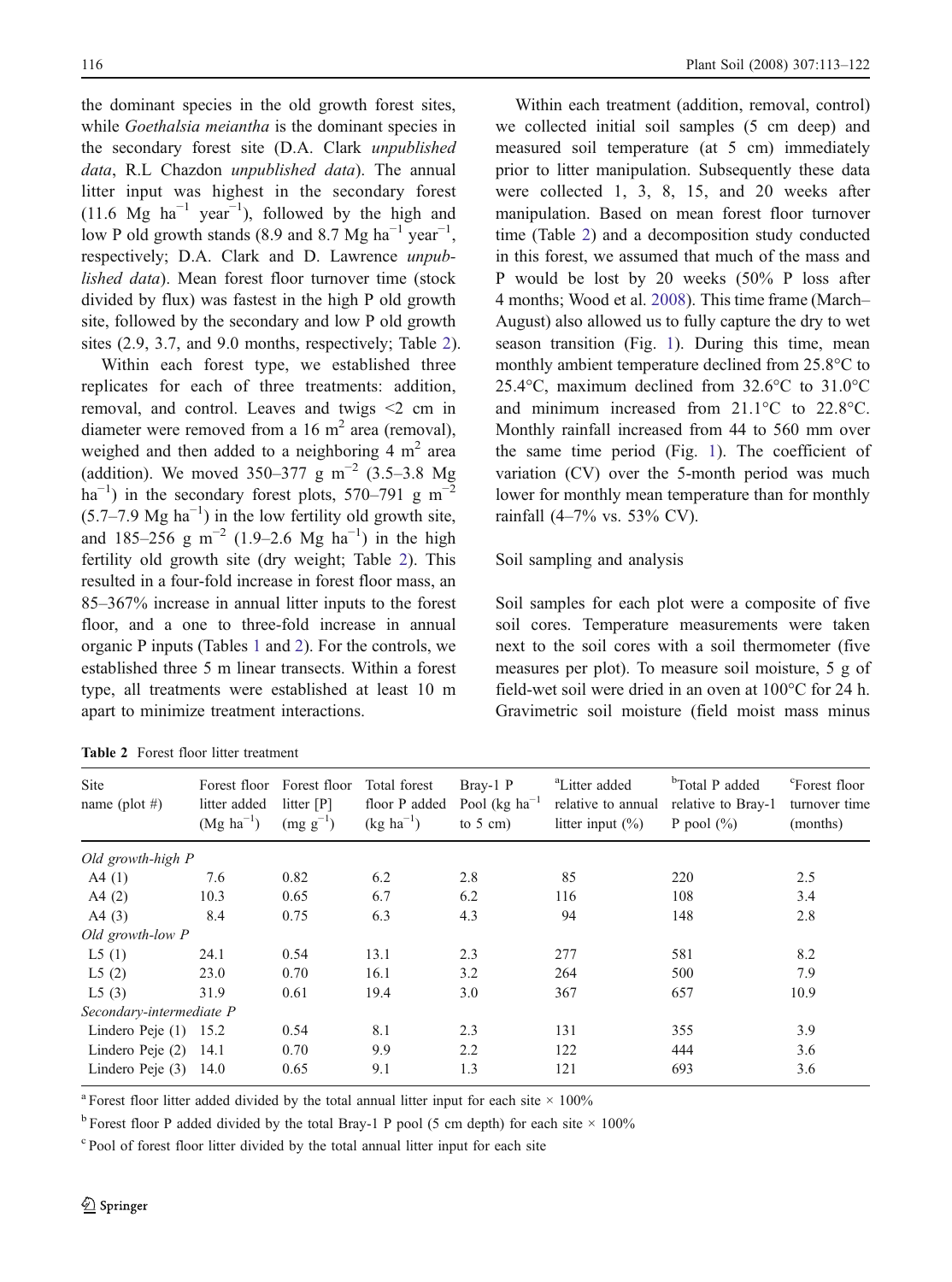the dominant species in the old growth forest sites, while *Goethalsia meiantha* is the dominant species in the secondary forest site (D.A. Clark *unpublished data*, R.L Chazdon *unpublished data*). The annual litter input was highest in the secondary forest (11.6 Mg $ha^{-1}$ $year^{-1}$), followed by the high and low P old growth stands (8.9 and 8.7 Mg $ha^{-1}$ $year^{-1}$, respectively; D.A. Clark and D. Lawrence *unpublished data*). Mean forest floor turnover time (stock divided by flux) was fastest in the high P old growth site, followed by the secondary and low P old growth sites (2.9, 3.7, and 9.0 months, respectively; Table 2).

Within each forest type, we established three replicates for each of three treatments: addition, removal, and control. Leaves and twigs <2 cm in diameter were removed from a 16 $m^2$ area (removal), weighed and then added to a neighboring 4 $m^2$ area (addition). We moved 350–377 g $m^{-2}$ (3.5–3.8 Mg $ha^{-1}$) in the secondary forest plots, 570–791 g $m^{-2}$ (5.7–7.9 Mg $ha^{-1}$) in the low fertility old growth site, and 185–256 g $m^{-2}$ (1.9–2.6 Mg $ha^{-1}$) in the high fertility old growth site (dry weight; Table 2). This resulted in a four-fold increase in forest floor mass, an 85–367% increase in annual litter inputs to the forest floor, and a one to three-fold increase in annual organic P inputs (Tables 1 and 2). For the controls, we established three 5 m linear transects. Within a forest type, all treatments were established at least 10 m apart to minimize treatment interactions.

Within each treatment (addition, removal, control) we collected initial soil samples (5 cm deep) and measured soil temperature (at 5 cm) immediately prior to litter manipulation. Subsequently these data were collected 1, 3, 8, 15, and 20 weeks after manipulation. Based on mean forest floor turnover time (Table 2) and a decomposition study conducted in this forest, we assumed that much of the mass and P would be lost by 20 weeks (50% P loss after 4 months; Wood et al. 2008). This time frame (March–August) also allowed us to fully capture the dry to wet season transition (Fig. 1). During this time, mean monthly ambient temperature declined from 25.8°C to 25.4°C, maximum declined from 32.6°C to 31.0°C and minimum increased from 21.1°C to 22.8°C. Monthly rainfall increased from 44 to 560 mm over the same time period (Fig. 1). The coefficient of variation (CV) over the 5-month period was much lower for monthly mean temperature than for monthly rainfall (4–7% vs. 53% CV).

### Soil sampling and analysis

Soil samples for each plot were a composite of five soil cores. Temperature measurements were taken next to the soil cores with a soil thermometer (five measures per plot). To measure soil moisture, 5 g of field-wet soil were dried in an oven at 100°C for 24 h. Gravimetric soil moisture (field moist mass minus

**Table 2** Forest floor litter treatment

| Site name (plot #) | Forest floor litter added (Mg $ha^{-1}$) | Forest floor litter [P] (mg $g^{-1}$) | Total forest floor P added (kg $ha^{-1}$) | Bray-1 P Pool (kg $ha^{-1}$ to 5 cm) | [a]Litter added relative to annual litter input (%) | [b]Total P added relative to Bray-1 P pool (%) | [c]Forest floor turnover time (months) |
|---|---|---|---|---|---|---|---|
| *Old growth-high P* | | | | | | | |
| A4 (1) | 7.6 | 0.82 | 6.2 | 2.8 | 85 | 220 | 2.5 |
| A4 (2) | 10.3 | 0.65 | 6.7 | 6.2 | 116 | 108 | 3.4 |
| A4 (3) | 8.4 | 0.75 | 6.3 | 4.3 | 94 | 148 | 2.8 |
| *Old growth-low P* | | | | | | | |
| L5 (1) | 24.1 | 0.54 | 13.1 | 2.3 | 277 | 581 | 8.2 |
| L5 (2) | 23.0 | 0.70 | 16.1 | 3.2 | 264 | 500 | 7.9 |
| L5 (3) | 31.9 | 0.61 | 19.4 | 3.0 | 367 | 657 | 10.9 |
| *Secondary-intermediate P* | | | | | | | |
| Lindero Peje (1) | 15.2 | 0.54 | 8.1 | 2.3 | 131 | 355 | 3.9 |
| Lindero Peje (2) | 14.1 | 0.70 | 9.9 | 2.2 | 122 | 444 | 3.6 |
| Lindero Peje (3) | 14.0 | 0.65 | 9.1 | 1.3 | 121 | 693 | 3.6 |

[a] Forest floor litter added divided by the total annual litter input for each site × 100%

[b] Forest floor P added divided by the total Bray-1 P pool (5 cm depth) for each site × 100%

[c] Pool of forest floor litter divided by the total annual litter input for each site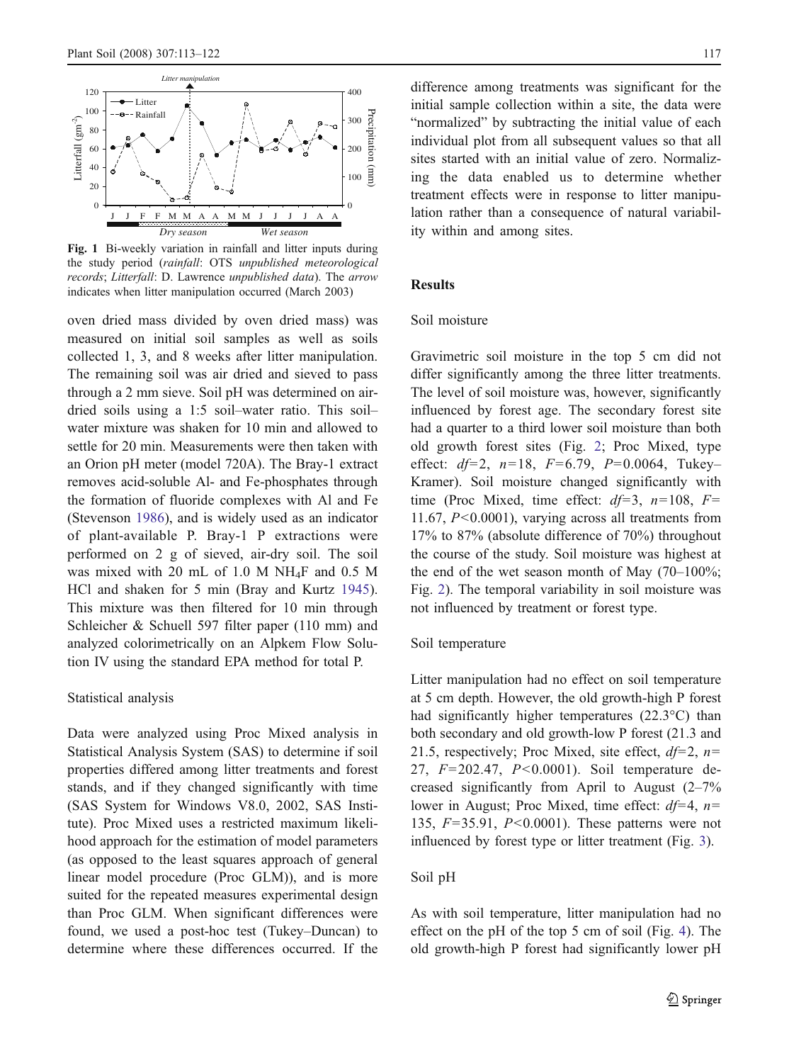Fig. 1 Bi-weekly variation in rainfall and litter inputs during the study period (*rainfall*: OTS *unpublished meteorological records*; *Litterfall*: D. Lawrence *unpublished data*). The *arrow* indicates when litter manipulation occurred (March 2003)

oven dried mass divided by oven dried mass) was measured on initial soil samples as well as soils collected 1, 3, and 8 weeks after litter manipulation. The remaining soil was air dried and sieved to pass through a 2 mm sieve. Soil pH was determined on air-dried soils using a 1:5 soil–water ratio. This soil–water mixture was shaken for 10 min and allowed to settle for 20 min. Measurements were then taken with an Orion pH meter (model 720A). The Bray-1 extract removes acid-soluble Al- and Fe-phosphates through the formation of fluoride complexes with Al and Fe (Stevenson 1986), and is widely used as an indicator of plant-available P. Bray-1 P extractions were performed on 2 g of sieved, air-dry soil. The soil was mixed with 20 mL of 1.0 M $NH_4F$ and 0.5 M HCl and shaken for 5 min (Bray and Kurtz 1945). This mixture was then filtered for 10 min through Schleicher & Schuell 597 filter paper (110 mm) and analyzed colorimetrically on an Alpkem Flow Solution IV using the standard EPA method for total P.

### Statistical analysis

Data were analyzed using Proc Mixed analysis in Statistical Analysis System (SAS) to determine if soil properties differed among litter treatments and forest stands, and if they changed significantly with time (SAS System for Windows V8.0, 2002, SAS Institute). Proc Mixed uses a restricted maximum likelihood approach for the estimation of model parameters (as opposed to the least squares approach of general linear model procedure (Proc GLM)), and is more suited for the repeated measures experimental design than Proc GLM. When significant differences were found, we used a post-hoc test (Tukey–Duncan) to determine where these differences occurred. If the difference among treatments was significant for the initial sample collection within a site, the data were "normalized" by subtracting the initial value of each individual plot from all subsequent values so that all sites started with an initial value of zero. Normalizing the data enabled us to determine whether treatment effects were in response to litter manipulation rather than a consequence of natural variability within and among sites.

## Results

### Soil moisture

Gravimetric soil moisture in the top 5 cm did not differ significantly among the three litter treatments. The level of soil moisture was, however, significantly influenced by forest age. The secondary forest site had a quarter to a third lower soil moisture than both old growth forest sites (Fig. 2; Proc Mixed, type effect: $df=2$, $n=18$, $F=6.79$, $P=0.0064$, Tukey–Kramer). Soil moisture changed significantly with time (Proc Mixed, time effect: $df=3$, $n=108$, $F=11.67$, $P<0.0001$), varying across all treatments from 17% to 87% (absolute difference of 70%) throughout the course of the study. Soil moisture was highest at the end of the wet season month of May (70–100%; Fig. 2). The temporal variability in soil moisture was not influenced by treatment or forest type.

### Soil temperature

Litter manipulation had no effect on soil temperature at 5 cm depth. However, the old growth-high P forest had significantly higher temperatures (22.3°C) than both secondary and old growth-low P forest (21.3 and 21.5, respectively; Proc Mixed, site effect, $df=2$, $n=27$, $F=202.47$, $P<0.0001$). Soil temperature decreased significantly from April to August (2–7% lower in August; Proc Mixed, time effect: $df=4$, $n=135$, $F=35.91$, $P<0.0001$). These patterns were not influenced by forest type or litter treatment (Fig. 3).

### Soil pH

As with soil temperature, litter manipulation had no effect on the pH of the top 5 cm of soil (Fig. 4). The old growth-high P forest had significantly lower pH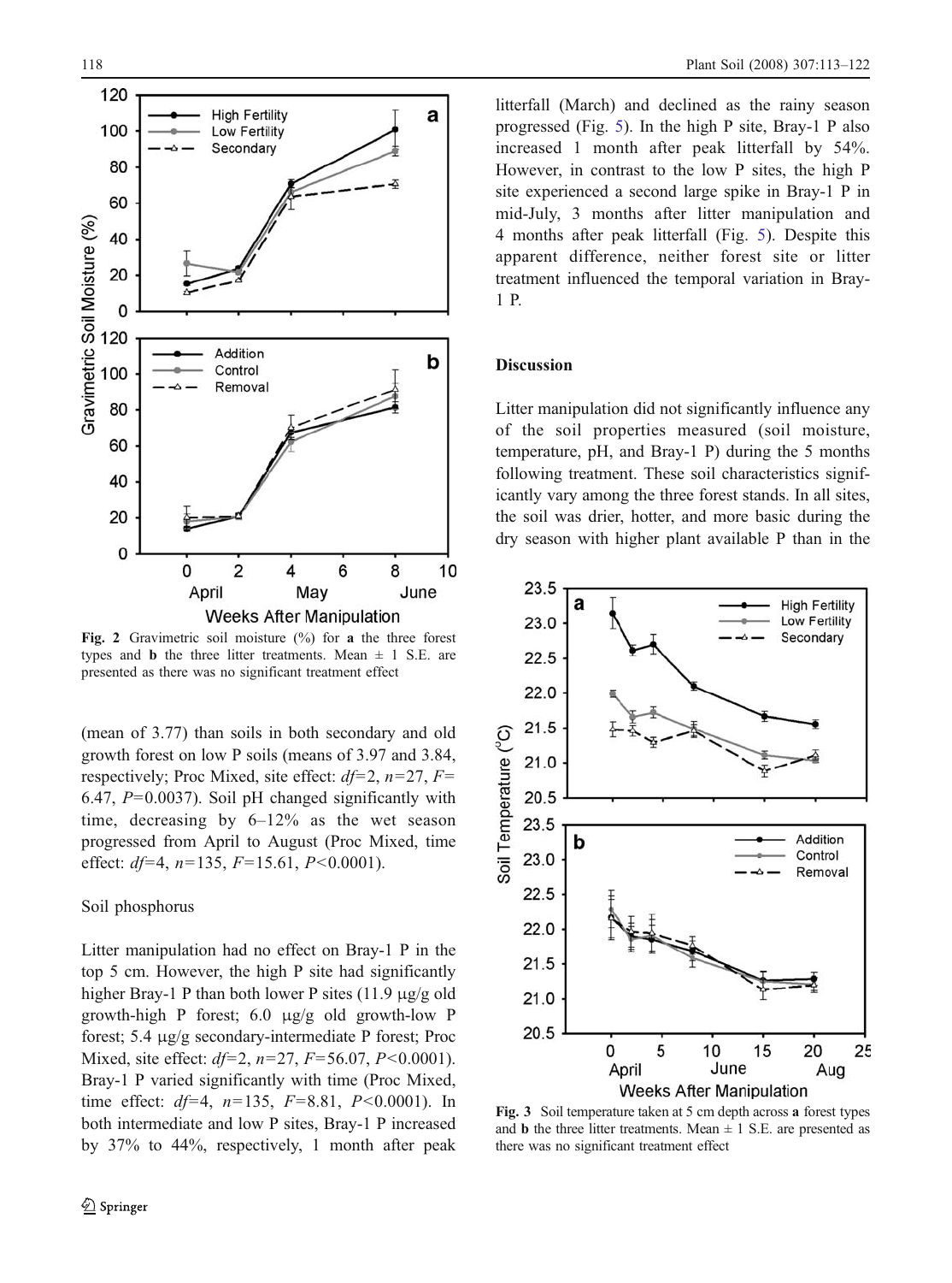Fig. 2 Gravimetric soil moisture (%) for **a** the three forest types and **b** the three litter treatments. Mean ± 1 S.E. are presented as there was no significant treatment effect

(mean of 3.77) than soils in both secondary and old growth forest on low P soils (means of 3.97 and 3.84, respectively; Proc Mixed, site effect: $df=2$, $n=27$, $F=6.47$, $P=0.0037$). Soil pH changed significantly with time, decreasing by 6–12% as the wet season progressed from April to August (Proc Mixed, time effect: $df=4$, $n=135$, $F=15.61$, $P<0.0001$).

### Soil phosphorus

Litter manipulation had no effect on Bray-1 P in the top 5 cm. However, the high P site had significantly higher Bray-1 P than both lower P sites (11.9 μg/g old growth-high P forest; 6.0 μg/g old growth-low P forest; 5.4 μg/g secondary-intermediate P forest; Proc Mixed, site effect: $df=2$, $n=27$, $F=56.07$, $P<0.0001$). Bray-1 P varied significantly with time (Proc Mixed, time effect: $df=4$, $n=135$, $F=8.81$, $P<0.0001$). In both intermediate and low P sites, Bray-1 P increased by 37% to 44%, respectively, 1 month after peak litterfall (March) and declined as the rainy season progressed (Fig. 5). In the high P site, Bray-1 P also increased 1 month after peak litterfall by 54%. However, in contrast to the low P sites, the high P site experienced a second large spike in Bray-1 P in mid-July, 3 months after litter manipulation and 4 months after peak litterfall (Fig. 5). Despite this apparent difference, neither forest site or litter treatment influenced the temporal variation in Bray-1 P.

## Discussion

Litter manipulation did not significantly influence any of the soil properties measured (soil moisture, temperature, pH, and Bray-1 P) during the 5 months following treatment. These soil characteristics significantly vary among the three forest stands. In all sites, the soil was drier, hotter, and more basic during the dry season with higher plant available P than in the

Fig. 3 Soil temperature taken at 5 cm depth across **a** forest types and **b** the three litter treatments. Mean ± 1 S.E. are presented as there was no significant treatment effect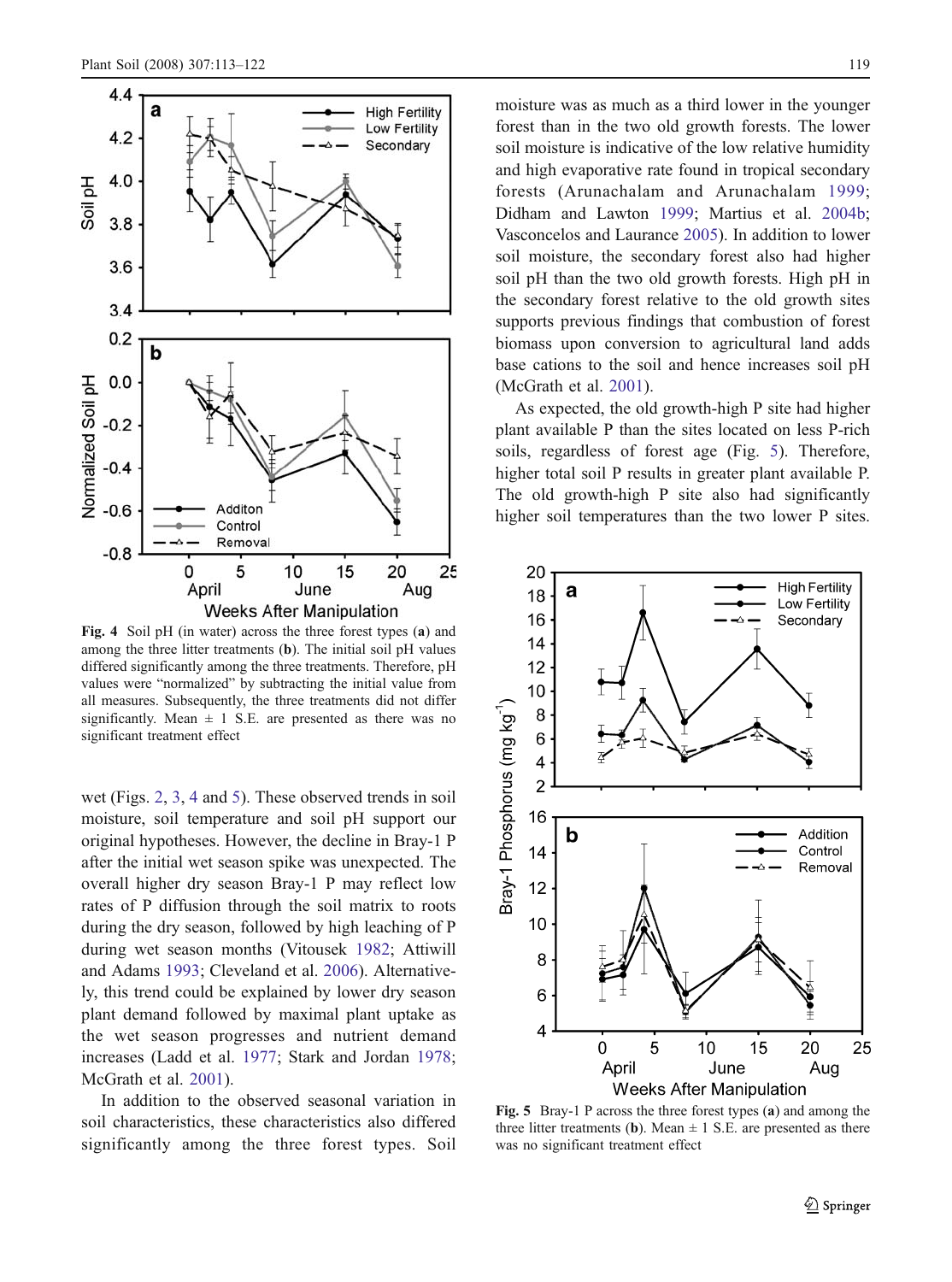Fig. 4 Soil pH (in water) across the three forest types (**a**) and among the three litter treatments (**b**). The initial soil pH values differed significantly among the three treatments. Therefore, pH values were "normalized" by subtracting the initial value from all measures. Subsequently, the three treatments did not differ significantly. Mean ± 1 S.E. are presented as there was no significant treatment effect

wet (Figs. 2, 3, 4 and 5). These observed trends in soil moisture, soil temperature and soil pH support our original hypotheses. However, the decline in Bray-1 P after the initial wet season spike was unexpected. The overall higher dry season Bray-1 P may reflect low rates of P diffusion through the soil matrix to roots during the dry season, followed by high leaching of P during wet season months (Vitousek 1982; Attiwill and Adams 1993; Cleveland et al. 2006). Alternatively, this trend could be explained by lower dry season plant demand followed by maximal plant uptake as the wet season progresses and nutrient demand increases (Ladd et al. 1977; Stark and Jordan 1978; McGrath et al. 2001).

In addition to the observed seasonal variation in soil characteristics, these characteristics also differed significantly among the three forest types. Soil moisture was as much as a third lower in the younger forest than in the two old growth forests. The lower soil moisture is indicative of the low relative humidity and high evaporative rate found in tropical secondary forests (Arunachalam and Arunachalam 1999; Didham and Lawton 1999; Martius et al. 2004b; Vasconcelos and Laurance 2005). In addition to lower soil moisture, the secondary forest also had higher soil pH than the two old growth forests. High pH in the secondary forest relative to the old growth sites supports previous findings that combustion of forest biomass upon conversion to agricultural land adds base cations to the soil and hence increases soil pH (McGrath et al. 2001).

As expected, the old growth-high P site had higher plant available P than the sites located on less P-rich soils, regardless of forest age (Fig. 5). Therefore, higher total soil P results in greater plant available P. The old growth-high P site also had significantly higher soil temperatures than the two lower P sites.

Fig. 5 Bray-1 P across the three forest types (**a**) and among the three litter treatments (**b**). Mean ± 1 S.E. are presented as there was no significant treatment effect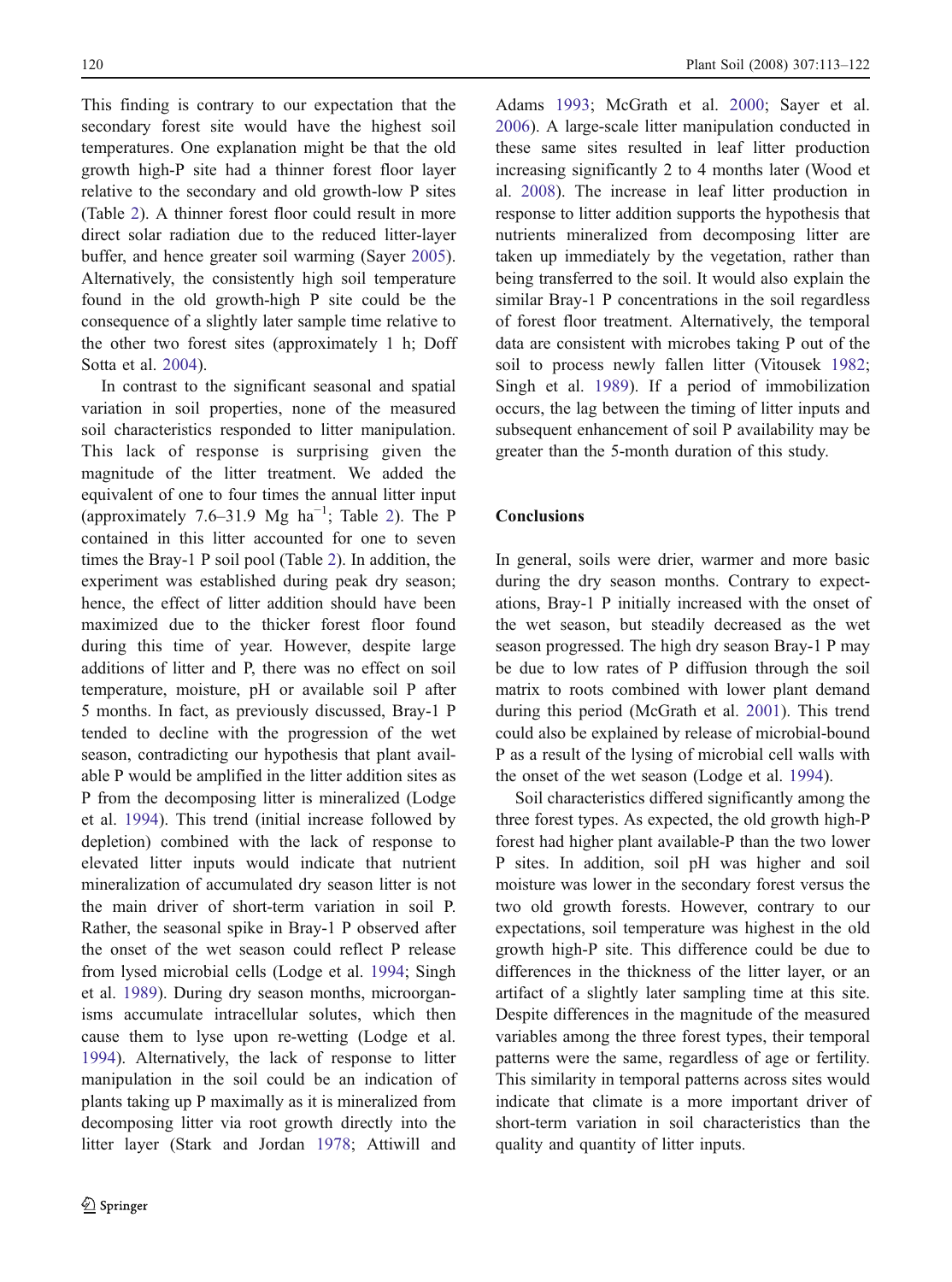This finding is contrary to our expectation that the secondary forest site would have the highest soil temperatures. One explanation might be that the old growth high-P site had a thinner forest floor layer relative to the secondary and old growth-low P sites (Table 2). A thinner forest floor could result in more direct solar radiation due to the reduced litter-layer buffer, and hence greater soil warming (Sayer 2005). Alternatively, the consistently high soil temperature found in the old growth-high P site could be the consequence of a slightly later sample time relative to the other two forest sites (approximately 1 h; Doff Sotta et al. 2004).

In contrast to the significant seasonal and spatial variation in soil properties, none of the measured soil characteristics responded to litter manipulation. This lack of response is surprising given the magnitude of the litter treatment. We added the equivalent of one to four times the annual litter input (approximately 7.6–31.9 Mg ha$^{-1}$; Table 2). The P contained in this litter accounted for one to seven times the Bray-1 P soil pool (Table 2). In addition, the experiment was established during peak dry season; hence, the effect of litter addition should have been maximized due to the thicker forest floor found during this time of year. However, despite large additions of litter and P, there was no effect on soil temperature, moisture, pH or available soil P after 5 months. In fact, as previously discussed, Bray-1 P tended to decline with the progression of the wet season, contradicting our hypothesis that plant available P would be amplified in the litter addition sites as P from the decomposing litter is mineralized (Lodge et al. 1994). This trend (initial increase followed by depletion) combined with the lack of response to elevated litter inputs would indicate that nutrient mineralization of accumulated dry season litter is not the main driver of short-term variation in soil P. Rather, the seasonal spike in Bray-1 P observed after the onset of the wet season could reflect P release from lysed microbial cells (Lodge et al. 1994; Singh et al. 1989). During dry season months, microorganisms accumulate intracellular solutes, which then cause them to lyse upon re-wetting (Lodge et al. 1994). Alternatively, the lack of response to litter manipulation in the soil could be an indication of plants taking up P maximally as it is mineralized from decomposing litter via root growth directly into the litter layer (Stark and Jordan 1978; Attiwill and Adams 1993; McGrath et al. 2000; Sayer et al. 2006). A large-scale litter manipulation conducted in these same sites resulted in leaf litter production increasing significantly 2 to 4 months later (Wood et al. 2008). The increase in leaf litter production in response to litter addition supports the hypothesis that nutrients mineralized from decomposing litter are taken up immediately by the vegetation, rather than being transferred to the soil. It would also explain the similar Bray-1 P concentrations in the soil regardless of forest floor treatment. Alternatively, the temporal data are consistent with microbes taking P out of the soil to process newly fallen litter (Vitousek 1982; Singh et al. 1989). If a period of immobilization occurs, the lag between the timing of litter inputs and subsequent enhancement of soil P availability may be greater than the 5-month duration of this study.

## Conclusions

In general, soils were drier, warmer and more basic during the dry season months. Contrary to expectations, Bray-1 P initially increased with the onset of the wet season, but steadily decreased as the wet season progressed. The high dry season Bray-1 P may be due to low rates of P diffusion through the soil matrix to roots combined with lower plant demand during this period (McGrath et al. 2001). This trend could also be explained by release of microbial-bound P as a result of the lysing of microbial cell walls with the onset of the wet season (Lodge et al. 1994).

Soil characteristics differed significantly among the three forest types. As expected, the old growth high-P forest had higher plant available-P than the two lower P sites. In addition, soil pH was higher and soil moisture was lower in the secondary forest versus the two old growth forests. However, contrary to our expectations, soil temperature was highest in the old growth high-P site. This difference could be due to differences in the thickness of the litter layer, or an artifact of a slightly later sampling time at this site. Despite differences in the magnitude of the measured variables among the three forest types, their temporal patterns were the same, regardless of age or fertility. This similarity in temporal patterns across sites would indicate that climate is a more important driver of short-term variation in soil characteristics than the quality and quantity of litter inputs.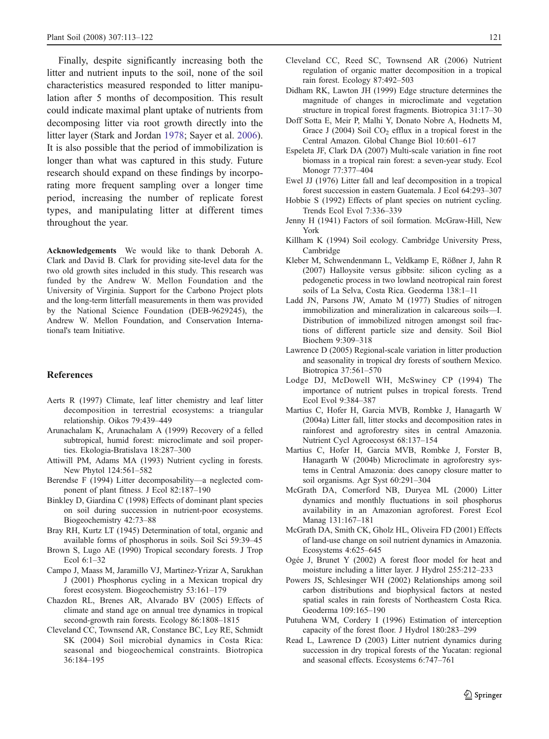Finally, despite significantly increasing both the litter and nutrient inputs to the soil, none of the soil characteristics measured responded to litter manipulation after 5 months of decomposition. This result could indicate maximal plant uptake of nutrients from decomposing litter via root growth directly into the litter layer (Stark and Jordan 1978; Sayer et al. 2006). It is also possible that the period of immobilization is longer than what was captured in this study. Future research should expand on these findings by incorporating more frequent sampling over a longer time period, increasing the number of replicate forest types, and manipulating litter at different times throughout the year.

**Acknowledgements** We would like to thank Deborah A. Clark and David B. Clark for providing site-level data for the two old growth sites included in this study. This research was funded by the Andrew W. Mellon Foundation and the University of Virginia. Support for the Carbono Project plots and the long-term litterfall measurements in them was provided by the National Science Foundation (DEB-9629245), the Andrew W. Mellon Foundation, and Conservation International's team Initiative.

## References

Aerts R (1997) Climate, leaf litter chemistry and leaf litter decomposition in terrestrial ecosystems: a triangular relationship. Oikos 79:439–449

Arunachalam K, Arunachalam A (1999) Recovery of a felled subtropical, humid forest: microclimate and soil properties. Ekologia-Bratislava 18:287–300

Attiwill PM, Adams MA (1993) Nutrient cycling in forests. New Phytol 124:561–582

Berendse F (1994) Litter decomposability—a neglected component of plant fitness. J Ecol 82:187–190

Binkley D, Giardina C (1998) Effects of dominant plant species on soil during succession in nutrient-poor ecosystems. Biogeochemistry 42:73–88

Bray RH, Kurtz LT (1945) Determination of total, organic and available forms of phosphorus in soils. Soil Sci 59:39–45

Brown S, Lugo AE (1990) Tropical secondary forests. J Trop Ecol 6:1–32

Campo J, Maass M, Jaramillo VJ, Martinez-Yrizar A, Sarukhan J (2001) Phosphorus cycling in a Mexican tropical dry forest ecosystem. Biogeochemistry 53:161–179

Chazdon RL, Brenes AR, Alvarado BV (2005) Effects of climate and stand age on annual tree dynamics in tropical second-growth rain forests. Ecology 86:1808–1815

Cleveland CC, Townsend AR, Constance BC, Ley RE, Schmidt SK (2004) Soil microbial dynamics in Costa Rica: seasonal and biogeochemical constraints. Biotropica 36:184–195

Cleveland CC, Reed SC, Townsend AR (2006) Nutrient regulation of organic matter decomposition in a tropical rain forest. Ecology 87:492–503

Didham RK, Lawton JH (1999) Edge structure determines the magnitude of changes in microclimate and vegetation structure in tropical forest fragments. Biotropica 31:17–30

Doff Sotta E, Meir P, Malhi Y, Donato Nobre A, Hodnetts M, Grace J (2004) Soil $CO_2$ efflux in a tropical forest in the Central Amazon. Global Change Biol 10:601–617

Espeleta JF, Clark DA (2007) Multi-scale variation in fine root biomass in a tropical rain forest: a seven-year study. Ecol Monogr 77:377–404

Ewel JJ (1976) Litter fall and leaf decomposition in a tropical forest succession in eastern Guatemala. J Ecol 64:293–307

Hobbie S (1992) Effects of plant species on nutrient cycling. Trends Ecol Evol 7:336–339

Jenny H (1941) Factors of soil formation. McGraw-Hill, New York

Killham K (1994) Soil ecology. Cambridge University Press, Cambridge

Kleber M, Schwendenmann L, Veldkamp E, Rößner J, Jahn R (2007) Halloysite versus gibbsite: silicon cycling as a pedogenetic process in two lowland neotropical rain forest soils of La Selva, Costa Rica. Geoderma 138:1–11

Ladd JN, Parsons JW, Amato M (1977) Studies of nitrogen immobilization and mineralization in calcareous soils—I. Distribution of immobilized nitrogen amongst soil fractions of different particle size and density. Soil Biol Biochem 9:309–318

Lawrence D (2005) Regional-scale variation in litter production and seasonality in tropical dry forests of southern Mexico. Biotropica 37:561–570

Lodge DJ, McDowell WH, McSwiney CP (1994) The importance of nutrient pulses in tropical forests. Trend Ecol Evol 9:384–387

Martius C, Hofer H, Garcia MVB, Rombke J, Hanagarth W (2004a) Litter fall, litter stocks and decomposition rates in rainforest and agroforestry sites in central Amazonia. Nutrient Cycl Agroecosyst 68:137–154

Martius C, Hofer H, Garcia MVB, Rombke J, Forster B, Hanagarth W (2004b) Microclimate in agroforestry systems in Central Amazonia: does canopy closure matter to soil organisms. Agr Syst 60:291–304

McGrath DA, Comerford NB, Duryea ML (2000) Litter dynamics and monthly fluctuations in soil phosphorus availability in an Amazonian agroforest. Forest Ecol Manag 131:167–181

McGrath DA, Smith CK, Gholz HL, Oliveira FD (2001) Effects of land-use change on soil nutrient dynamics in Amazonia. Ecosystems 4:625–645

Ogée J, Brunet Y (2002) A forest floor model for heat and moisture including a litter layer. J Hydrol 255:212–233

Powers JS, Schlesinger WH (2002) Relationships among soil carbon distributions and biophysical factors at nested spatial scales in rain forests of Northeastern Costa Rica. Geoderma 109:165–190

Putuhena WM, Cordery I (1996) Estimation of interception capacity of the forest floor. J Hydrol 180:283–299

Read L, Lawrence D (2003) Litter nutrient dynamics during succession in dry tropical forests of the Yucatan: regional and seasonal effects. Ecosystems 6:747–761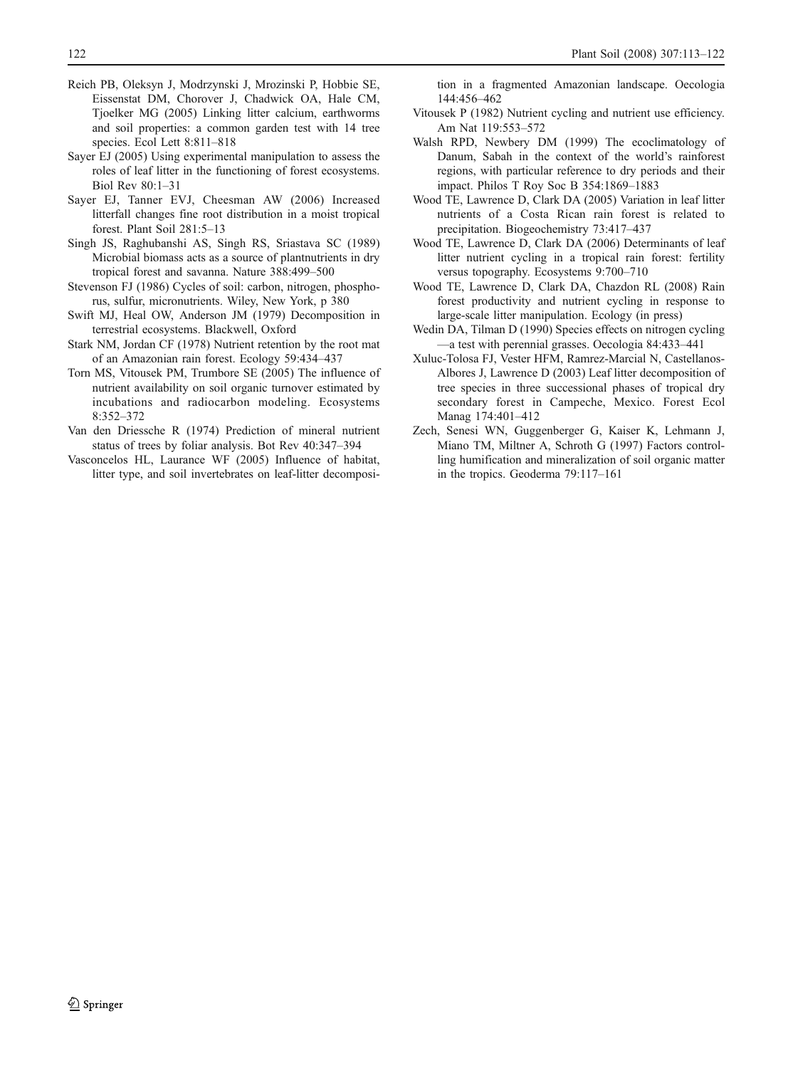Reich PB, Oleksyn J, Modrzynski J, Mrozinski P, Hobbie SE, Eissenstat DM, Chorover J, Chadwick OA, Hale CM, Tjoelker MG (2005) Linking litter calcium, earthworms and soil properties: a common garden test with 14 tree species. Ecol Lett 8:811–818

Sayer EJ (2005) Using experimental manipulation to assess the roles of leaf litter in the functioning of forest ecosystems. Biol Rev 80:1–31

Sayer EJ, Tanner EVJ, Cheesman AW (2006) Increased litterfall changes fine root distribution in a moist tropical forest. Plant Soil 281:5–13

Singh JS, Raghubanshi AS, Singh RS, Sriastava SC (1989) Microbial biomass acts as a source of plantnutrients in dry tropical forest and savanna. Nature 388:499–500

Stevenson FJ (1986) Cycles of soil: carbon, nitrogen, phosphorus, sulfur, micronutrients. Wiley, New York, p 380

Swift MJ, Heal OW, Anderson JM (1979) Decomposition in terrestrial ecosystems. Blackwell, Oxford

Stark NM, Jordan CF (1978) Nutrient retention by the root mat of an Amazonian rain forest. Ecology 59:434–437

Torn MS, Vitousek PM, Trumbore SE (2005) The influence of nutrient availability on soil organic turnover estimated by incubations and radiocarbon modeling. Ecosystems 8:352–372

Van den Driessche R (1974) Prediction of mineral nutrient status of trees by foliar analysis. Bot Rev 40:347–394

Vasconcelos HL, Laurance WF (2005) Influence of habitat, litter type, and soil invertebrates on leaf-litter decomposition in a fragmented Amazonian landscape. Oecologia 144:456–462

Vitousek P (1982) Nutrient cycling and nutrient use efficiency. Am Nat 119:553–572

Walsh RPD, Newbery DM (1999) The ecoclimatology of Danum, Sabah in the context of the world's rainforest regions, with particular reference to dry periods and their impact. Philos T Roy Soc B 354:1869–1883

Wood TE, Lawrence D, Clark DA (2005) Variation in leaf litter nutrients of a Costa Rican rain forest is related to precipitation. Biogeochemistry 73:417–437

Wood TE, Lawrence D, Clark DA (2006) Determinants of leaf litter nutrient cycling in a tropical rain forest: fertility versus topography. Ecosystems 9:700–710

Wood TE, Lawrence D, Clark DA, Chazdon RL (2008) Rain forest productivity and nutrient cycling in response to large-scale litter manipulation. Ecology (in press)

Wedin DA, Tilman D (1990) Species effects on nitrogen cycling—a test with perennial grasses. Oecologia 84:433–441

Xuluc-Tolosa FJ, Vester HFM, Ramrez-Marcial N, Castellanos-Albores J, Lawrence D (2003) Leaf litter decomposition of tree species in three successional phases of tropical dry secondary forest in Campeche, Mexico. Forest Ecol Manag 174:401–412

Zech, Senesi WN, Guggenberger G, Kaiser K, Lehmann J, Miano TM, Miltner A, Schroth G (1997) Factors controlling humification and mineralization of soil organic matter in the tropics. Geoderma 79:117–161